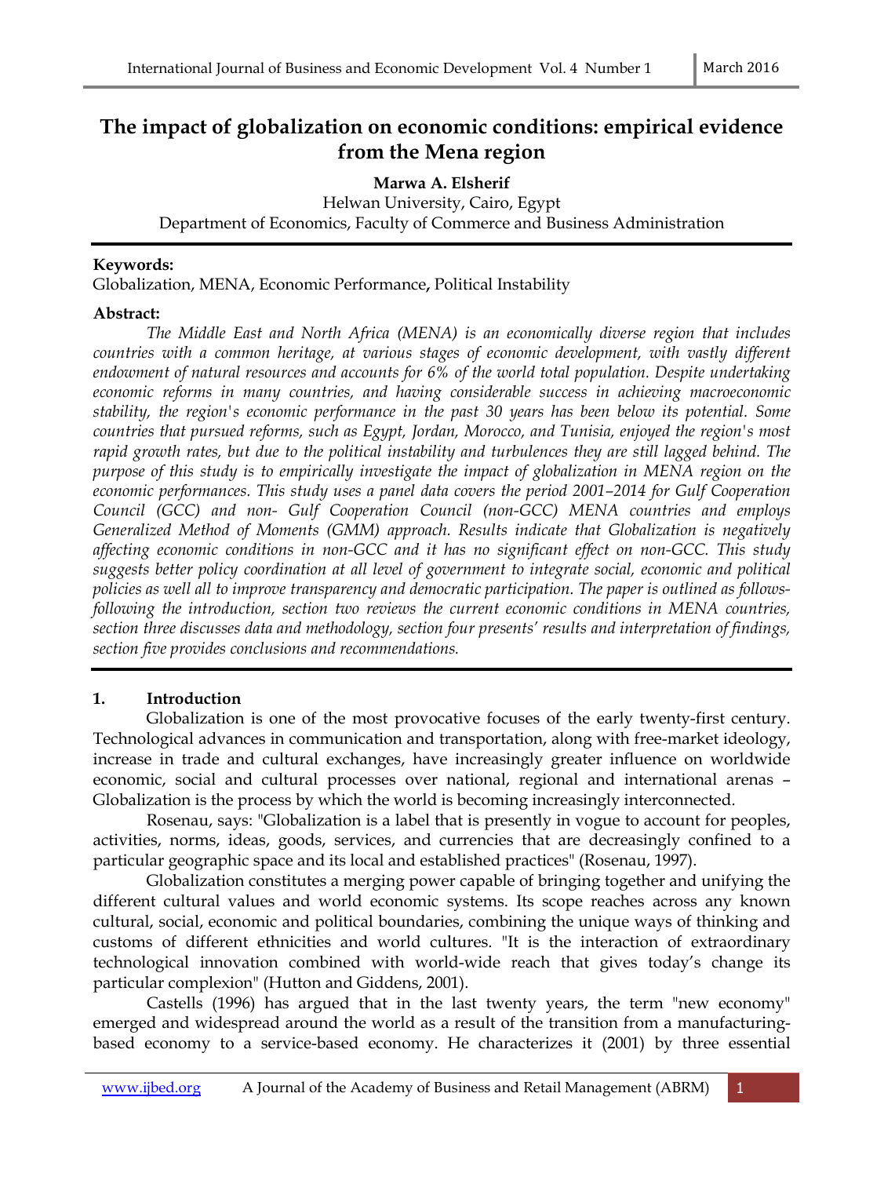# The impact of globalization on economic conditions: empirical evidence from the Mena region

**Marwa A. Elsherif**
Helwan University, Cairo, Egypt
Department of Economics, Faculty of Commerce and Business Administration

**Keywords:**
Globalization, MENA, Economic Performance**,** Political Instability

**Abstract:**

*The Middle East and North Africa (MENA) is an economically diverse region that includes countries with a common heritage, at various stages of economic development, with vastly different endowment of natural resources and accounts for 6% of the world total population. Despite undertaking economic reforms in many countries, and having considerable success in achieving macroeconomic stability, the region's economic performance in the past 30 years has been below its potential. Some countries that pursued reforms, such as Egypt, Jordan, Morocco, and Tunisia, enjoyed the region's most rapid growth rates, but due to the political instability and turbulences they are still lagged behind. The purpose of this study is to empirically investigate the impact of globalization in MENA region on the economic performances. This study uses a panel data covers the period 2001–2014 for Gulf Cooperation Council (GCC) and non- Gulf Cooperation Council (non-GCC) MENA countries and employs Generalized Method of Moments (GMM) approach. Results indicate that Globalization is negatively affecting economic conditions in non-GCC and it has no significant effect on non-GCC. This study suggests better policy coordination at all level of government to integrate social, economic and political policies as well all to improve transparency and democratic participation. The paper is outlined as follows-following the introduction, section two reviews the current economic conditions in MENA countries, section three discusses data and methodology, section four presents' results and interpretation of findings, section five provides conclusions and recommendations.*

## 1. Introduction

Globalization is one of the most provocative focuses of the early twenty-first century. Technological advances in communication and transportation, along with free-market ideology, increase in trade and cultural exchanges, have increasingly greater influence on worldwide economic, social and cultural processes over national, regional and international arenas – Globalization is the process by which the world is becoming increasingly interconnected.

Rosenau, says: "Globalization is a label that is presently in vogue to account for peoples, activities, norms, ideas, goods, services, and currencies that are decreasingly confined to a particular geographic space and its local and established practices" (Rosenau, 1997).

Globalization constitutes a merging power capable of bringing together and unifying the different cultural values and world economic systems. Its scope reaches across any known cultural, social, economic and political boundaries, combining the unique ways of thinking and customs of different ethnicities and world cultures. "It is the interaction of extraordinary technological innovation combined with world-wide reach that gives today's change its particular complexion" (Hutton and Giddens, 2001).

Castells (1996) has argued that in the last twenty years, the term "new economy" emerged and widespread around the world as a result of the transition from a manufacturing-based economy to a service-based economy. He characterizes it (2001) by three essential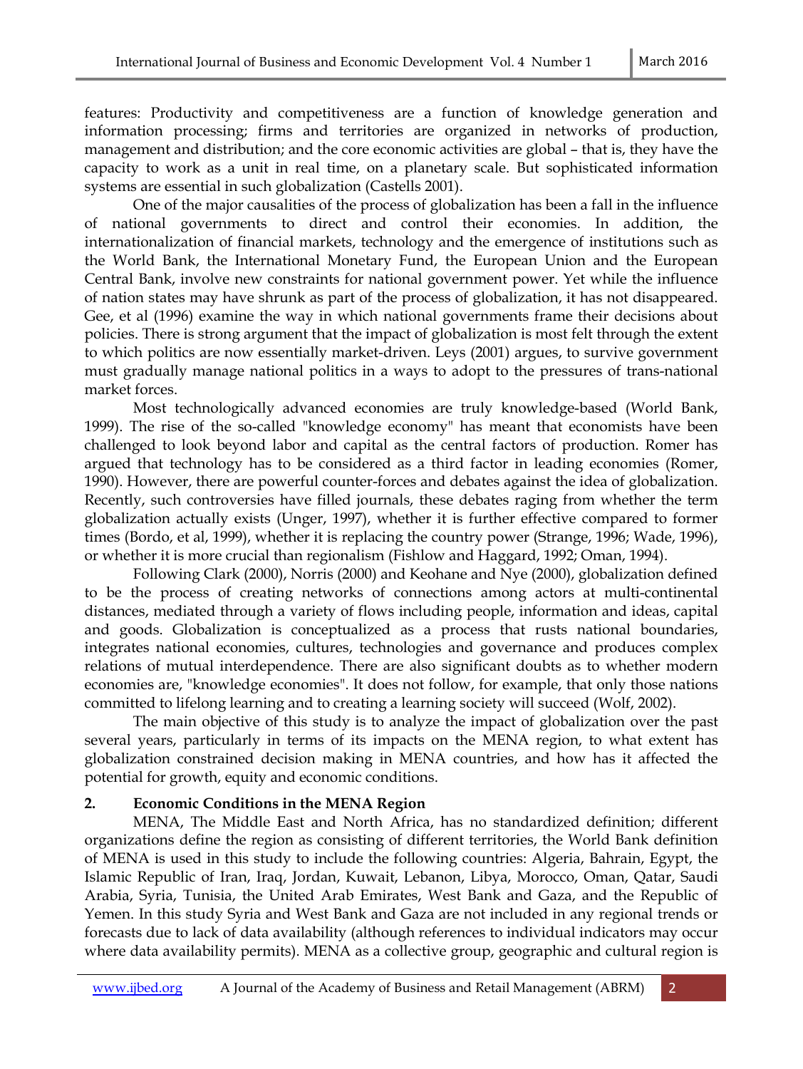features: Productivity and competitiveness are a function of knowledge generation and information processing; firms and territories are organized in networks of production, management and distribution; and the core economic activities are global – that is, they have the capacity to work as a unit in real time, on a planetary scale. But sophisticated information systems are essential in such globalization (Castells 2001).

One of the major causalities of the process of globalization has been a fall in the influence of national governments to direct and control their economies. In addition, the internationalization of financial markets, technology and the emergence of institutions such as the World Bank, the International Monetary Fund, the European Union and the European Central Bank, involve new constraints for national government power. Yet while the influence of nation states may have shrunk as part of the process of globalization, it has not disappeared. Gee, et al (1996) examine the way in which national governments frame their decisions about policies. There is strong argument that the impact of globalization is most felt through the extent to which politics are now essentially market-driven. Leys (2001) argues, to survive government must gradually manage national politics in a ways to adopt to the pressures of trans-national market forces.

Most technologically advanced economies are truly knowledge-based (World Bank, 1999). The rise of the so-called "knowledge economy" has meant that economists have been challenged to look beyond labor and capital as the central factors of production. Romer has argued that technology has to be considered as a third factor in leading economies (Romer, 1990). However, there are powerful counter-forces and debates against the idea of globalization. Recently, such controversies have filled journals, these debates raging from whether the term globalization actually exists (Unger, 1997), whether it is further effective compared to former times (Bordo, et al, 1999), whether it is replacing the country power (Strange, 1996; Wade, 1996), or whether it is more crucial than regionalism (Fishlow and Haggard, 1992; Oman, 1994).

Following Clark (2000), Norris (2000) and Keohane and Nye (2000), globalization defined to be the process of creating networks of connections among actors at multi-continental distances, mediated through a variety of flows including people, information and ideas, capital and goods. Globalization is conceptualized as a process that rusts national boundaries, integrates national economies, cultures, technologies and governance and produces complex relations of mutual interdependence. There are also significant doubts as to whether modern economies are, "knowledge economies". It does not follow, for example, that only those nations committed to lifelong learning and to creating a learning society will succeed (Wolf, 2002).

The main objective of this study is to analyze the impact of globalization over the past several years, particularly in terms of its impacts on the MENA region, to what extent has globalization constrained decision making in MENA countries, and how has it affected the potential for growth, equity and economic conditions.

## 2. Economic Conditions in the MENA Region

MENA, The Middle East and North Africa, has no standardized definition; different organizations define the region as consisting of different territories, the World Bank definition of MENA is used in this study to include the following countries: Algeria, Bahrain, Egypt, the Islamic Republic of Iran, Iraq, Jordan, Kuwait, Lebanon, Libya, Morocco, Oman, Qatar, Saudi Arabia, Syria, Tunisia, the United Arab Emirates, West Bank and Gaza, and the Republic of Yemen. In this study Syria and West Bank and Gaza are not included in any regional trends or forecasts due to lack of data availability (although references to individual indicators may occur where data availability permits). MENA as a collective group, geographic and cultural region is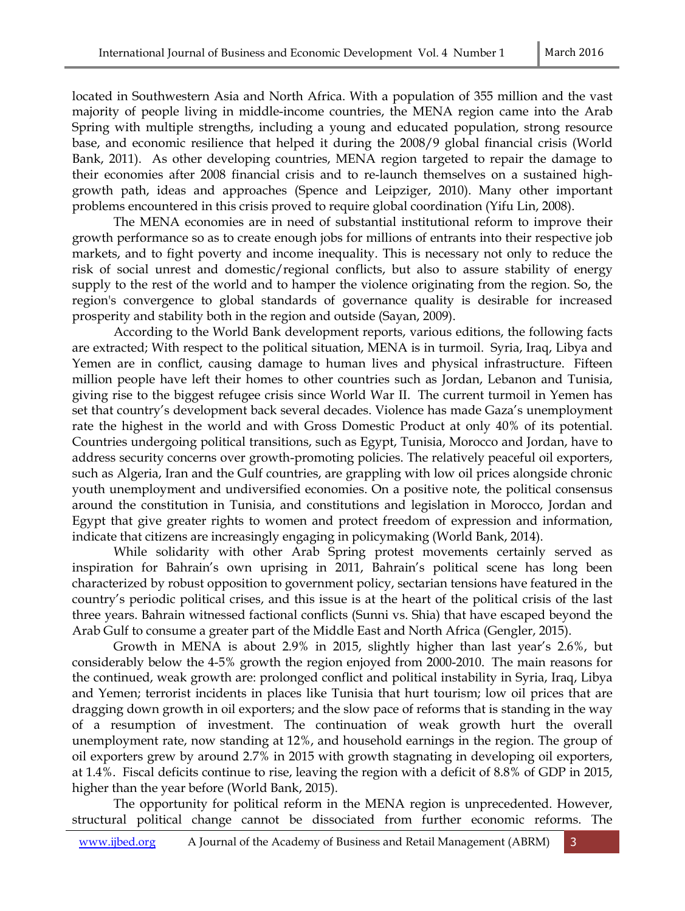located in Southwestern Asia and North Africa. With a population of 355 million and the vast majority of people living in middle-income countries, the MENA region came into the Arab Spring with multiple strengths, including a young and educated population, strong resource base, and economic resilience that helped it during the 2008/9 global financial crisis (World Bank, 2011). As other developing countries, MENA region targeted to repair the damage to their economies after 2008 financial crisis and to re-launch themselves on a sustained high-growth path, ideas and approaches (Spence and Leipziger, 2010). Many other important problems encountered in this crisis proved to require global coordination (Yifu Lin, 2008).

The MENA economies are in need of substantial institutional reform to improve their growth performance so as to create enough jobs for millions of entrants into their respective job markets, and to fight poverty and income inequality. This is necessary not only to reduce the risk of social unrest and domestic/regional conflicts, but also to assure stability of energy supply to the rest of the world and to hamper the violence originating from the region. So, the region's convergence to global standards of governance quality is desirable for increased prosperity and stability both in the region and outside (Sayan, 2009).

According to the World Bank development reports, various editions, the following facts are extracted; With respect to the political situation, MENA is in turmoil. Syria, Iraq, Libya and Yemen are in conflict, causing damage to human lives and physical infrastructure. Fifteen million people have left their homes to other countries such as Jordan, Lebanon and Tunisia, giving rise to the biggest refugee crisis since World War II. The current turmoil in Yemen has set that country's development back several decades. Violence has made Gaza's unemployment rate the highest in the world and with Gross Domestic Product at only 40% of its potential. Countries undergoing political transitions, such as Egypt, Tunisia, Morocco and Jordan, have to address security concerns over growth-promoting policies. The relatively peaceful oil exporters, such as Algeria, Iran and the Gulf countries, are grappling with low oil prices alongside chronic youth unemployment and undiversified economies. On a positive note, the political consensus around the constitution in Tunisia, and constitutions and legislation in Morocco, Jordan and Egypt that give greater rights to women and protect freedom of expression and information, indicate that citizens are increasingly engaging in policymaking (World Bank, 2014).

While solidarity with other Arab Spring protest movements certainly served as inspiration for Bahrain's own uprising in 2011, Bahrain's political scene has long been characterized by robust opposition to government policy, sectarian tensions have featured in the country's periodic political crises, and this issue is at the heart of the political crisis of the last three years. Bahrain witnessed factional conflicts (Sunni vs. Shia) that have escaped beyond the Arab Gulf to consume a greater part of the Middle East and North Africa (Gengler, 2015).

Growth in MENA is about 2.9% in 2015, slightly higher than last year's 2.6%, but considerably below the 4-5% growth the region enjoyed from 2000-2010. The main reasons for the continued, weak growth are: prolonged conflict and political instability in Syria, Iraq, Libya and Yemen; terrorist incidents in places like Tunisia that hurt tourism; low oil prices that are dragging down growth in oil exporters; and the slow pace of reforms that is standing in the way of a resumption of investment. The continuation of weak growth hurt the overall unemployment rate, now standing at 12%, and household earnings in the region. The group of oil exporters grew by around 2.7% in 2015 with growth stagnating in developing oil exporters, at 1.4%. Fiscal deficits continue to rise, leaving the region with a deficit of 8.8% of GDP in 2015, higher than the year before (World Bank, 2015).

The opportunity for political reform in the MENA region is unprecedented. However, structural political change cannot be dissociated from further economic reforms. The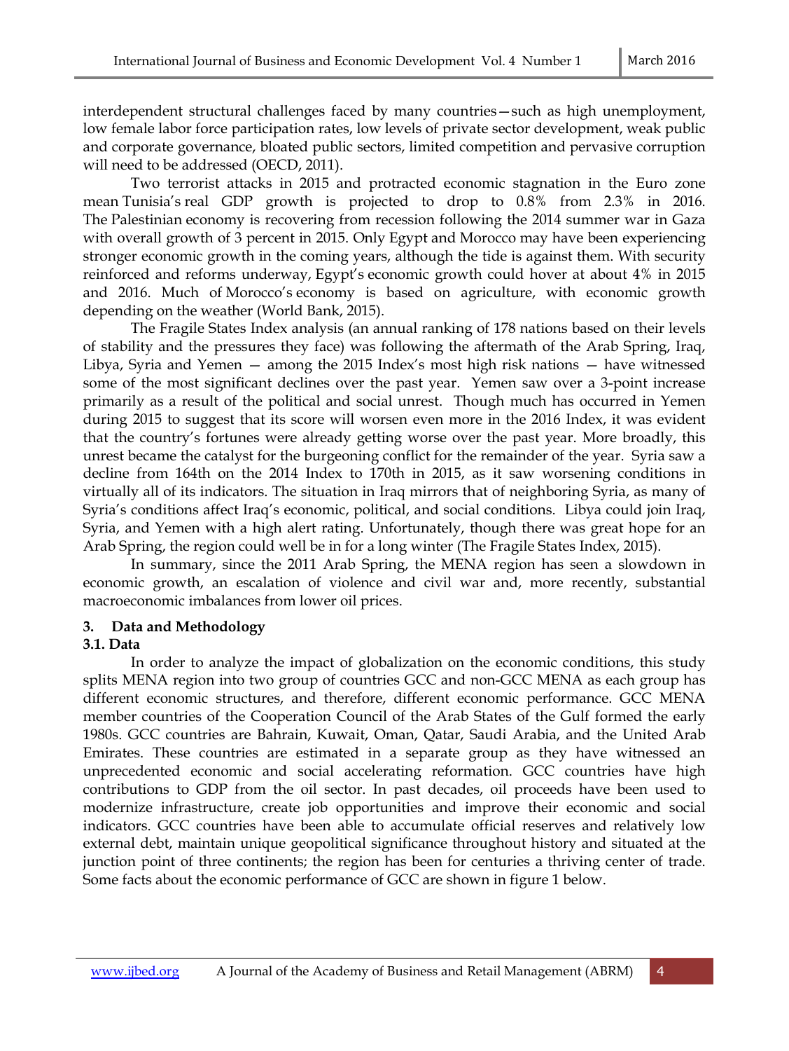interdependent structural challenges faced by many countries—such as high unemployment, low female labor force participation rates, low levels of private sector development, weak public and corporate governance, bloated public sectors, limited competition and pervasive corruption will need to be addressed (OECD, 2011).

Two terrorist attacks in 2015 and protracted economic stagnation in the Euro zone mean Tunisia's real GDP growth is projected to drop to 0.8% from 2.3% in 2016. The Palestinian economy is recovering from recession following the 2014 summer war in Gaza with overall growth of 3 percent in 2015. Only Egypt and Morocco may have been experiencing stronger economic growth in the coming years, although the tide is against them. With security reinforced and reforms underway, Egypt's economic growth could hover at about 4% in 2015 and 2016. Much of Morocco's economy is based on agriculture, with economic growth depending on the weather (World Bank, 2015).

The Fragile States Index analysis (an annual ranking of 178 nations based on their levels of stability and the pressures they face) was following the aftermath of the Arab Spring, Iraq, Libya, Syria and Yemen — among the 2015 Index's most high risk nations — have witnessed some of the most significant declines over the past year. Yemen saw over a 3-point increase primarily as a result of the political and social unrest. Though much has occurred in Yemen during 2015 to suggest that its score will worsen even more in the 2016 Index, it was evident that the country's fortunes were already getting worse over the past year. More broadly, this unrest became the catalyst for the burgeoning conflict for the remainder of the year. Syria saw a decline from 164th on the 2014 Index to 170th in 2015, as it saw worsening conditions in virtually all of its indicators. The situation in Iraq mirrors that of neighboring Syria, as many of Syria's conditions affect Iraq's economic, political, and social conditions. Libya could join Iraq, Syria, and Yemen with a high alert rating. Unfortunately, though there was great hope for an Arab Spring, the region could well be in for a long winter (The Fragile States Index, 2015).

In summary, since the 2011 Arab Spring, the MENA region has seen a slowdown in economic growth, an escalation of violence and civil war and, more recently, substantial macroeconomic imbalances from lower oil prices.

## 3. Data and Methodology

### 3.1. Data

In order to analyze the impact of globalization on the economic conditions, this study splits MENA region into two group of countries GCC and non-GCC MENA as each group has different economic structures, and therefore, different economic performance. GCC MENA member countries of the Cooperation Council of the Arab States of the Gulf formed the early 1980s. GCC countries are Bahrain, Kuwait, Oman, Qatar, Saudi Arabia, and the United Arab Emirates. These countries are estimated in a separate group as they have witnessed an unprecedented economic and social accelerating reformation. GCC countries have high contributions to GDP from the oil sector. In past decades, oil proceeds have been used to modernize infrastructure, create job opportunities and improve their economic and social indicators. GCC countries have been able to accumulate official reserves and relatively low external debt, maintain unique geopolitical significance throughout history and situated at the junction point of three continents; the region has been for centuries a thriving center of trade. Some facts about the economic performance of GCC are shown in figure 1 below.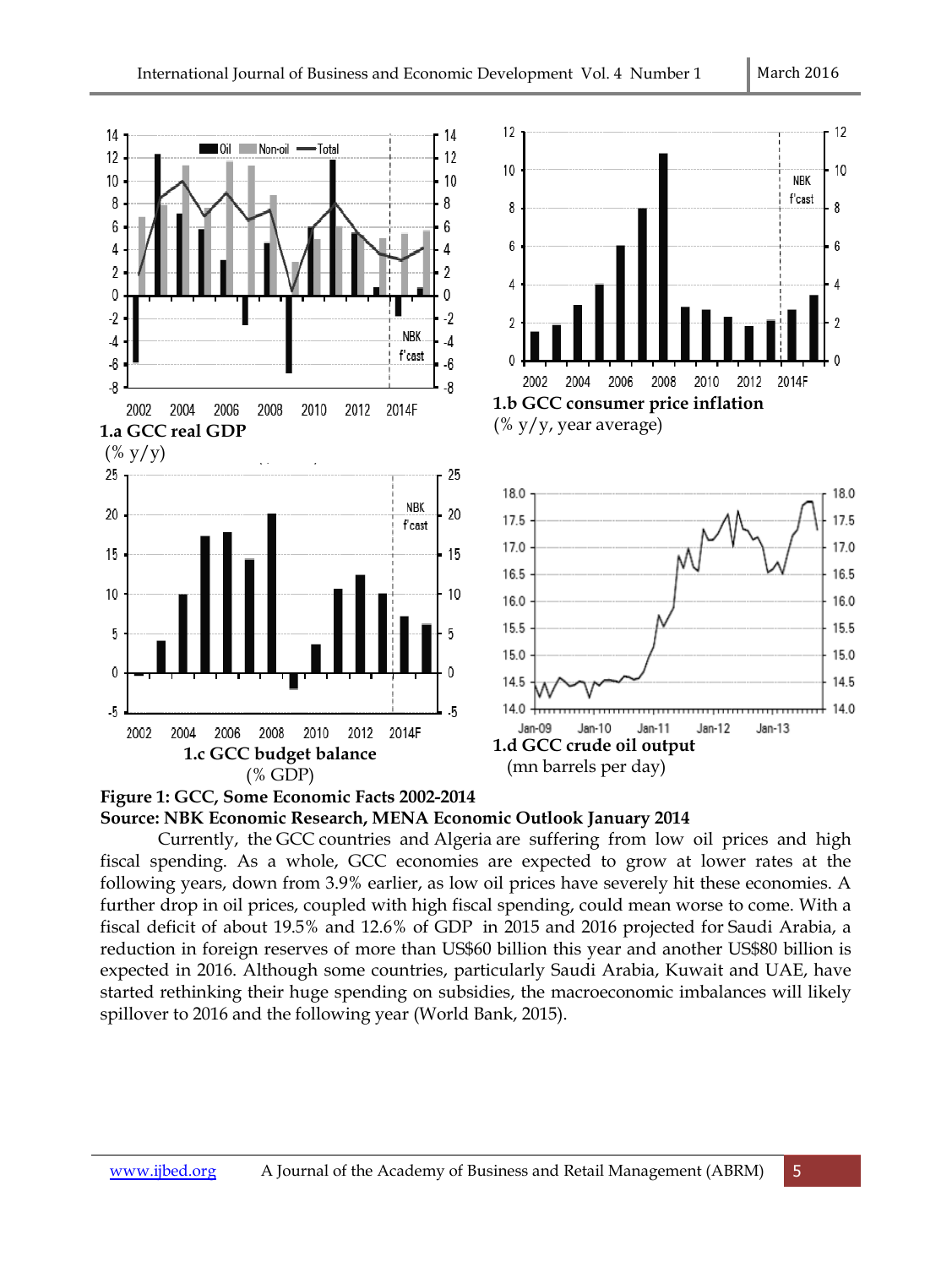1.a GCC real GDP
(% y/y)

1.b GCC consumer price inflation
(% y/y, year average)

1.c GCC budget balance
(% GDP)

1.d GCC crude oil output
(mn barrels per day)

**Figure 1: GCC, Some Economic Facts 2002-2014**
**Source: NBK Economic Research, MENA Economic Outlook January 2014**

Currently, the GCC countries and Algeria are suffering from low oil prices and high fiscal spending. As a whole, GCC economies are expected to grow at lower rates at the following years, down from 3.9% earlier, as low oil prices have severely hit these economies. A further drop in oil prices, coupled with high fiscal spending, could mean worse to come. With a fiscal deficit of about 19.5% and 12.6% of GDP in 2015 and 2016 projected for Saudi Arabia, a reduction in foreign reserves of more than US$60 billion this year and another US$80 billion is expected in 2016. Although some countries, particularly Saudi Arabia, Kuwait and UAE, have started rethinking their huge spending on subsidies, the macroeconomic imbalances will likely spillover to 2016 and the following year (World Bank, 2015).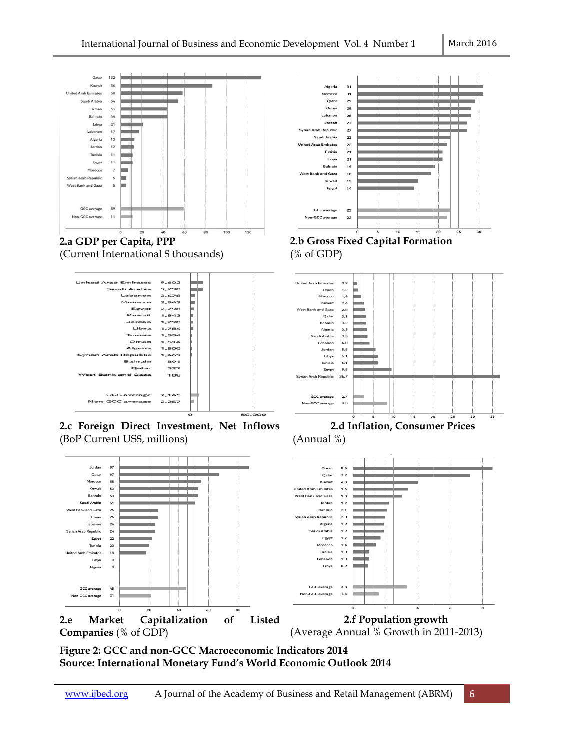| Country | 2.a GDP per Capita, PPP |
|---|---|
| Qatar | 132 |
| Kuwait | 86 |
| United Arab Emirates | 58 |
| Saudi Arabia | 54 |
| Oman | 44 |
| Bahrain | 44 |
| Libya | 21 |
| Lebanon | 17 |
| Algeria | 13 |
| Jordan | 12 |
| Tunisia | 11 |
| Egypt | 11 |
| Morocco | 7 |
| Syrian Arab Republic | 5 |
| West Bank and Gaza | 5 |
| GCC average | 59 |
| Non-GCC average | 11 |

**2.a GDP per Capita, PPP**
(Current International $ thousands)

| Country | 2.b Gross Fixed Capital Formation |
|---|---|
| Algeria | 31 |
| Morocco | 31 |
| Qatar | 29 |
| Oman | 28 |
| Lebanon | 28 |
| Jordan | 27 |
| Syrian Arab Republic | 27 |
| Saudi Arabia | 23 |
| United Arab Emirates | 22 |
| Tunisia | 21 |
| Libya | 21 |
| Bahrain | 19 |
| West Bank and Gaza | 18 |
| Kuwait | 15 |
| Egypt | 14 |
| GCC average | 23 |
| Non-GCC average | 22 |

**2.b Gross Fixed Capital Formation**
(% of GDP)

| Country | 2.c Foreign Direct Investment, Net Inflows |
|---|---|
| United Arab Emirates | 9,602 |
| Saudi Arabia | 9,298 |
| Lebanon | 3,678 |
| Morocco | 2,842 |
| Egypt | 2,798 |
| Kuwait | 1,843 |
| Jordan | 1,798 |
| Libya | 1,784 |
| Tunisia | 1,554 |
| Oman | 1,514 |
| Algeria | 1,500 |
| Syrian Arab Republic | 1,469 |
| Bahrain | 891 |
| Qatar | 327 |
| West Bank and Gaza | 180 |
| GCC average | 7,145 |
| Non-GCC average | 2,257 |

**2.c Foreign Direct Investment, Net Inflows**
(BoP Current US$, millions)

| Country | 2.d Inflation, Consumer Prices |
|---|---|
| United Arab Emirates | 0.9 |
| Oman | 1.2 |
| Morocco | 1.9 |
| Kuwait | 2.6 |
| West Bank and Gaza | 2.8 |
| Qatar | 3.1 |
| Bahrain | 3.2 |
| Algeria | 3.3 |
| Saudi Arabia | 3.5 |
| Lebanon | 4.0 |
| Jordan | 5.5 |
| Libya | 6.1 |
| Tunisia | 6.1 |
| Egypt | 9.5 |
| Syrian Arab Republic | 36.7 |
| GCC average | 2.7 |
| Non-GCC average | 8.3 |

**2.d Inflation, Consumer Prices**
(Annual %)

| Country | 2.e Market Capitalization of Listed Companies |
|---|---|
| Jordan | 87 |
| Qatar | 67 |
| Morocco | 55 |
| Kuwait | 53 |
| Bahrain | 53 |
| Saudi Arabia | 51 |
| West Bank and Gaza | 26 |
| Oman | 26 |
| Lebanon | 24 |
| Syrian Arab Republic | 24 |
| Egypt | 22 |
| Tunisia | 20 |
| United Arab Emirates | 18 |
| Libya | 0 |
| Algeria | 0 |
| GCC average | 45 |
| Non-GCC average | 21 |

**2.e Market Capitalization of Listed Companies** (% of GDP)

| Country | 2.f Population growth |
|---|---|
| Oman | 8.6 |
| Qatar | 7.2 |
| Kuwait | 4.0 |
| United Arab Emirates | 3.4 |
| West Bank and Gaza | 3.0 |
| Jordan | 2.2 |
| Bahrain | 2.1 |
| Syrian Arab Republic | 2.0 |
| Algeria | 1.9 |
| Saudi Arabia | 1.9 |
| Egypt | 1.7 |
| Morocco | 1.4 |
| Tunisia | 1.0 |
| Lebanon | 1.0 |
| Libya | 0.9 |
| GCC average | 3.3 |
| Non-GCC average | 1.6 |

**2.f Population growth**
(Average Annual % Growth in 2011-2013)

**Figure 2: GCC and non-GCC Macroeconomic Indicators 2014**
**Source: International Monetary Fund's World Economic Outlook 2014**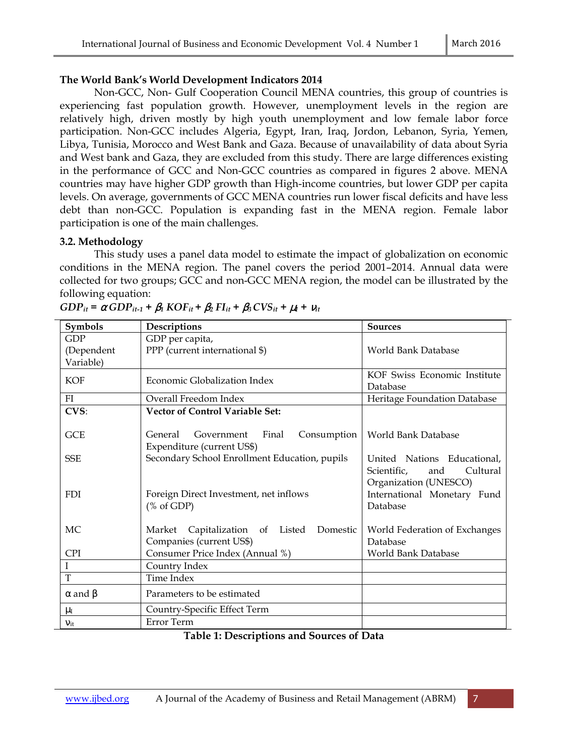**The World Bank's World Development Indicators 2014**

Non-GCC, Non- Gulf Cooperation Council MENA countries, this group of countries is experiencing fast population growth. However, unemployment levels in the region are relatively high, driven mostly by high youth unemployment and low female labor force participation. Non-GCC includes Algeria, Egypt, Iran, Iraq, Jordon, Lebanon, Syria, Yemen, Libya, Tunisia, Morocco and West Bank and Gaza. Because of unavailability of data about Syria and West bank and Gaza, they are excluded from this study. There are large differences existing in the performance of GCC and Non-GCC countries as compared in figures 2 above. MENA countries may have higher GDP growth than High-income countries, but lower GDP per capita levels. On average, governments of GCC MENA countries run lower fiscal deficits and have less debt than non-GCC. Population is expanding fast in the MENA region. Female labor participation is one of the main challenges.

### 3.2. Methodology

This study uses a panel data model to estimate the impact of globalization on economic conditions in the MENA region. The panel covers the period 2001–2014. Annual data were collected for two groups; GCC and non-GCC MENA region, the model can be illustrated by the following equation:

$$GDP_{it} = \alpha GDP_{it-1} + \beta_1 KOF_{it} + \beta_2 FI_{it} + \beta_3 CVS_{it} + \mu_i + \nu_{it}$$

| Symbols | Descriptions | Sources |
|---|---|---|
| GDP (Dependent Variable) | GDP per capita, PPP (current international $) | World Bank Database |
| KOF | Economic Globalization Index | KOF Swiss Economic Institute Database |
| FI | Overall Freedom Index | Heritage Foundation Database |
| **CVS**: | **Vector of Control Variable Set:** | |
| GCE | General Government Final Consumption Expenditure (current US$) | World Bank Database |
| SSE | Secondary School Enrollment Education, pupils | United Nations Educational, Scientific, and Cultural Organization (UNESCO) |
| FDI | Foreign Direct Investment, net inflows (% of GDP) | International Monetary Fund Database |
| MC | Market Capitalization of Listed Domestic Companies (current US$) | World Federation of Exchanges Database |
| CPI | Consumer Price Index (Annual %) | World Bank Database |
| I | Country Index | |
| T | Time Index | |
| $\alpha$ and $\beta$ | Parameters to be estimated | |
| $\mu_I$ | Country-Specific Effect Term | |
| $\nu_{it}$ | Error Term | |

**Table 1: Descriptions and Sources of Data**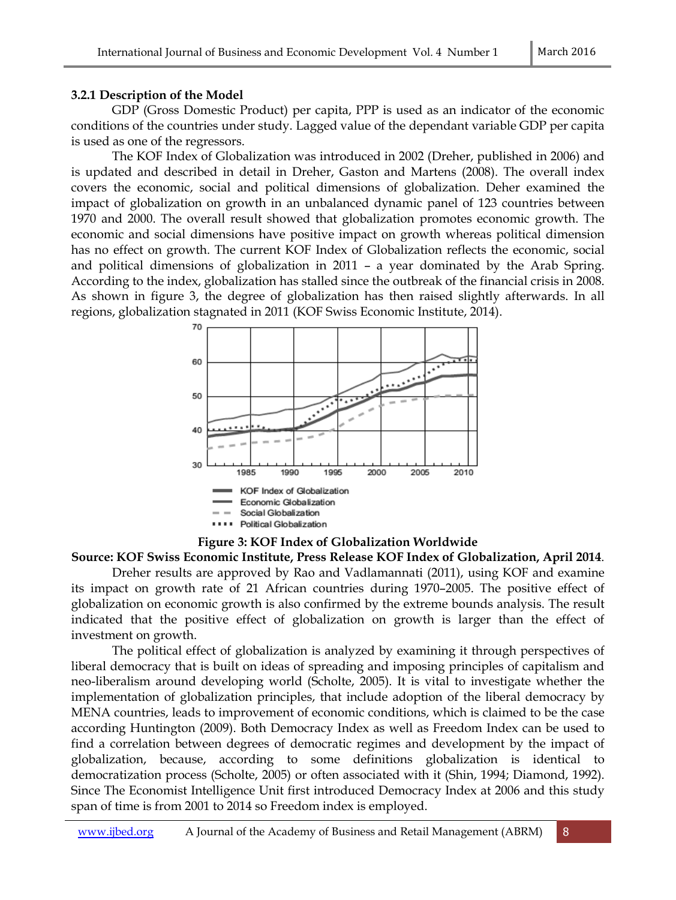### 3.2.1 Description of the Model

GDP (Gross Domestic Product) per capita, PPP is used as an indicator of the economic conditions of the countries under study. Lagged value of the dependant variable GDP per capita is used as one of the regressors.

The KOF Index of Globalization was introduced in 2002 (Dreher, published in 2006) and is updated and described in detail in Dreher, Gaston and Martens (2008). The overall index covers the economic, social and political dimensions of globalization. Deher examined the impact of globalization on growth in an unbalanced dynamic panel of 123 countries between 1970 and 2000. The overall result showed that globalization promotes economic growth. The economic and social dimensions have positive impact on growth whereas political dimension has no effect on growth. The current KOF Index of Globalization reflects the economic, social and political dimensions of globalization in 2011 – a year dominated by the Arab Spring. According to the index, globalization has stalled since the outbreak of the financial crisis in 2008. As shown in figure 3, the degree of globalization has then raised slightly afterwards. In all regions, globalization stagnated in 2011 (KOF Swiss Economic Institute, 2014).

**Figure 3: KOF Index of Globalization Worldwide**

**Source: KOF Swiss Economic Institute, Press Release KOF Index of Globalization, April 2014**.

Dreher results are approved by Rao and Vadlamannati (2011), using KOF and examine its impact on growth rate of 21 African countries during 1970–2005. The positive effect of globalization on economic growth is also confirmed by the extreme bounds analysis. The result indicated that the positive effect of globalization on growth is larger than the effect of investment on growth.

The political effect of globalization is analyzed by examining it through perspectives of liberal democracy that is built on ideas of spreading and imposing principles of capitalism and neo-liberalism around developing world (Scholte, 2005). It is vital to investigate whether the implementation of globalization principles, that include adoption of the liberal democracy by MENA countries, leads to improvement of economic conditions, which is claimed to be the case according Huntington (2009). Both Democracy Index as well as Freedom Index can be used to find a correlation between degrees of democratic regimes and development by the impact of globalization, because, according to some definitions globalization is identical to democratization process (Scholte, 2005) or often associated with it (Shin, 1994; Diamond, 1992). Since The Economist Intelligence Unit first introduced Democracy Index at 2006 and this study span of time is from 2001 to 2014 so Freedom index is employed.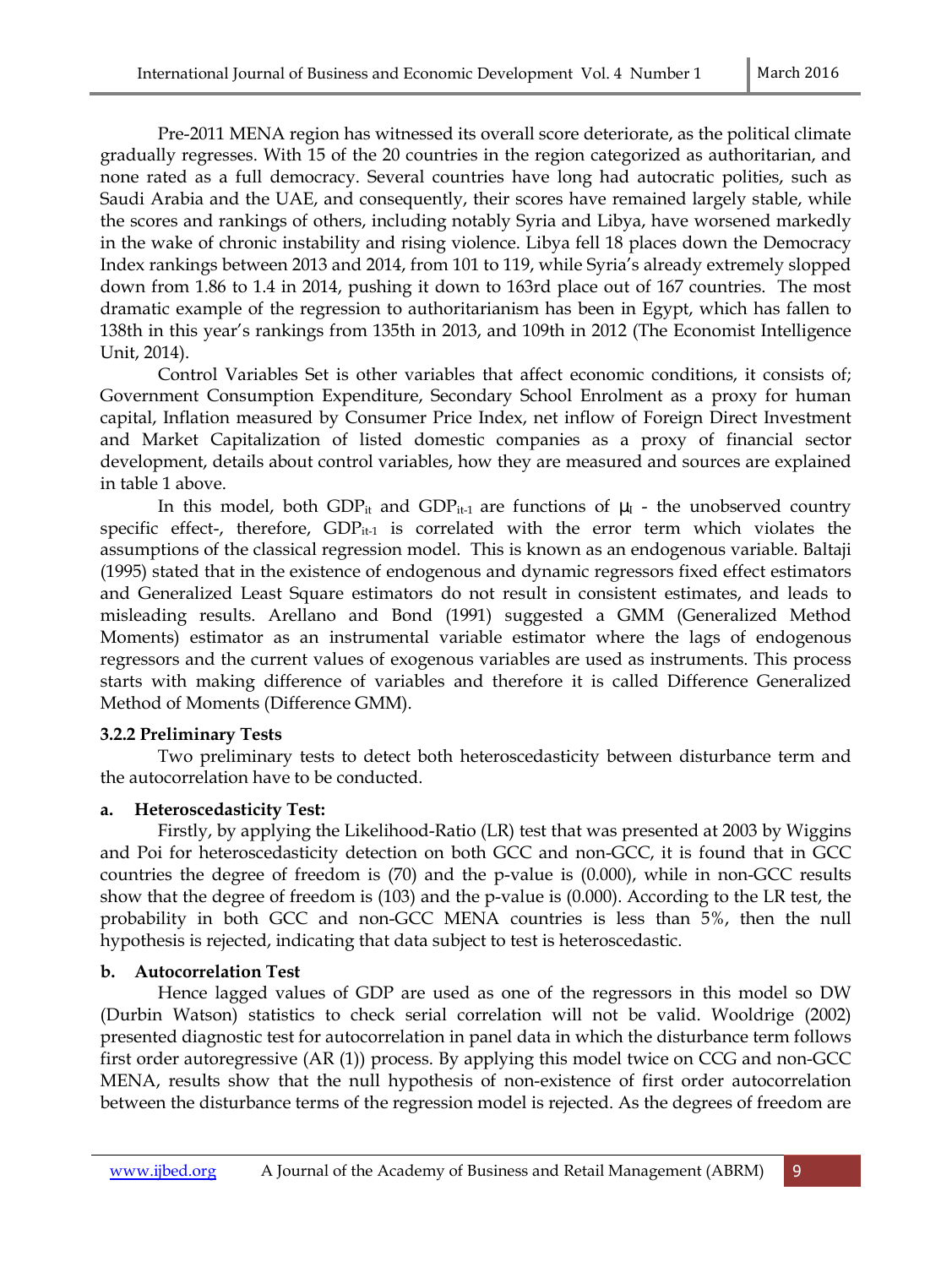Pre-2011 MENA region has witnessed its overall score deteriorate, as the political climate gradually regresses. With 15 of the 20 countries in the region categorized as authoritarian, and none rated as a full democracy. Several countries have long had autocratic polities, such as Saudi Arabia and the UAE, and consequently, their scores have remained largely stable, while the scores and rankings of others, including notably Syria and Libya, have worsened markedly in the wake of chronic instability and rising violence. Libya fell 18 places down the Democracy Index rankings between 2013 and 2014, from 101 to 119, while Syria's already extremely slopped down from 1.86 to 1.4 in 2014, pushing it down to 163rd place out of 167 countries. The most dramatic example of the regression to authoritarianism has been in Egypt, which has fallen to 138th in this year's rankings from 135th in 2013, and 109th in 2012 (The Economist Intelligence Unit, 2014).

Control Variables Set is other variables that affect economic conditions, it consists of; Government Consumption Expenditure, Secondary School Enrolment as a proxy for human capital, Inflation measured by Consumer Price Index, net inflow of Foreign Direct Investment and Market Capitalization of listed domestic companies as a proxy of financial sector development, details about control variables, how they are measured and sources are explained in table 1 above.

In this model, both $GDP_{it}$ and $GDP_{it-1}$ are functions of $\mu_I$ - the unobserved country specific effect-, therefore, $GDP_{it-1}$ is correlated with the error term which violates the assumptions of the classical regression model. This is known as an endogenous variable. Baltaji (1995) stated that in the existence of endogenous and dynamic regressors fixed effect estimators and Generalized Least Square estimators do not result in consistent estimates, and leads to misleading results. Arellano and Bond (1991) suggested a GMM (Generalized Method Moments) estimator as an instrumental variable estimator where the lags of endogenous regressors and the current values of exogenous variables are used as instruments. This process starts with making difference of variables and therefore it is called Difference Generalized Method of Moments (Difference GMM).

### 3.2.2 Preliminary Tests

Two preliminary tests to detect both heteroscedasticity between disturbance term and the autocorrelation have to be conducted.

**a. Heteroscedasticity Test:**

Firstly, by applying the Likelihood-Ratio (LR) test that was presented at 2003 by Wiggins and Poi for heteroscedasticity detection on both GCC and non-GCC, it is found that in GCC countries the degree of freedom is (70) and the p-value is (0.000), while in non-GCC results show that the degree of freedom is (103) and the p-value is (0.000). According to the LR test, the probability in both GCC and non-GCC MENA countries is less than 5%, then the null hypothesis is rejected, indicating that data subject to test is heteroscedastic.

**b. Autocorrelation Test**

Hence lagged values of GDP are used as one of the regressors in this model so DW (Durbin Watson) statistics to check serial correlation will not be valid. Wooldrige (2002) presented diagnostic test for autocorrelation in panel data in which the disturbance term follows first order autoregressive (AR (1)) process. By applying this model twice on CCG and non-GCC MENA, results show that the null hypothesis of non-existence of first order autocorrelation between the disturbance terms of the regression model is rejected. As the degrees of freedom are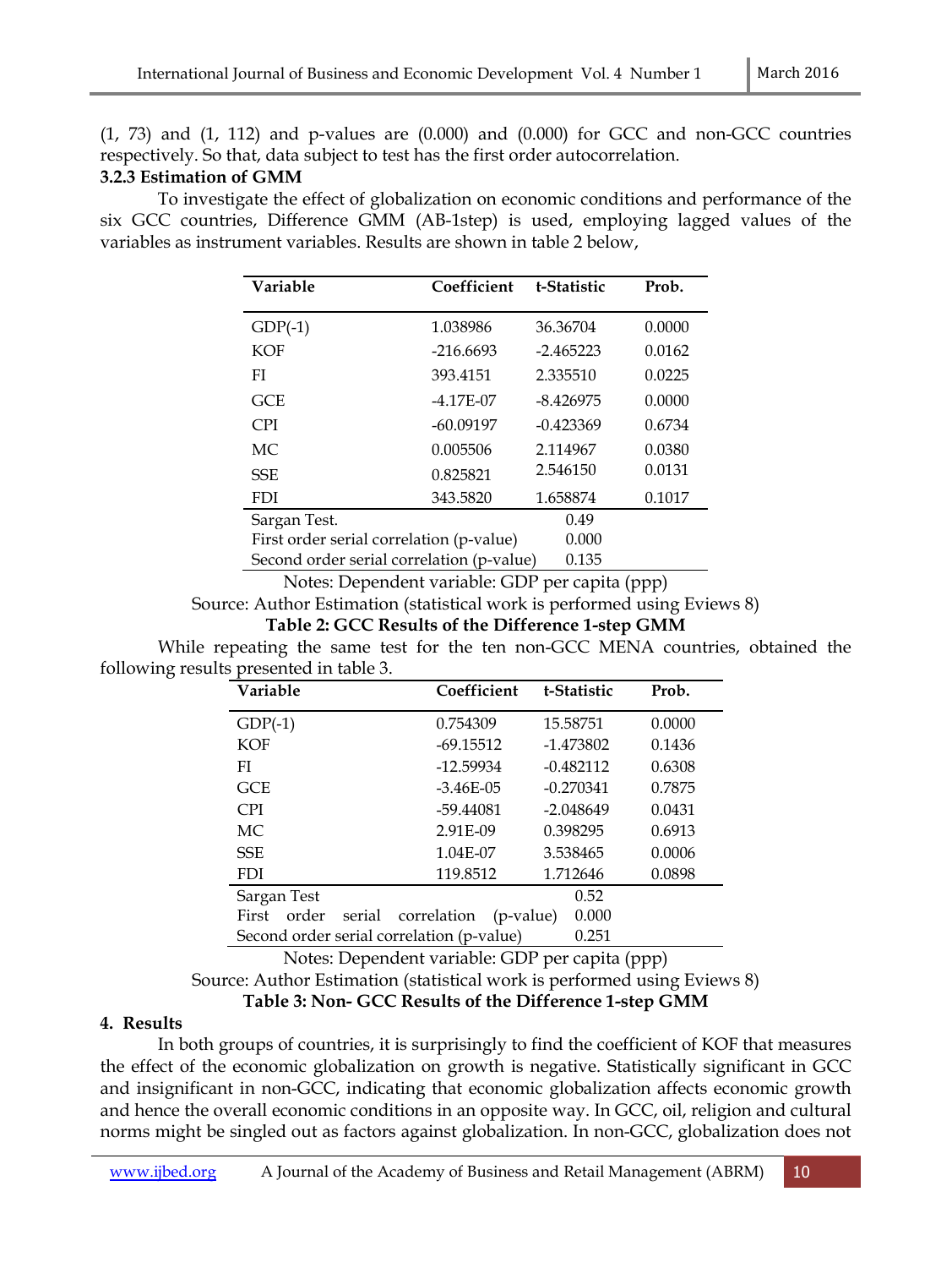(1, 73) and (1, 112) and p-values are (0.000) and (0.000) for GCC and non-GCC countries respectively. So that, data subject to test has the first order autocorrelation.

**3.2.3 Estimation of GMM**

To investigate the effect of globalization on economic conditions and performance of the six GCC countries, Difference GMM (AB-1step) is used, employing lagged values of the variables as instrument variables. Results are shown in table 2 below,

| Variable | Coefficient | t-Statistic | Prob. |
|---|---|---|---|
| GDP(-1) | 1.038986 | 36.36704 | 0.0000 |
| KOF | -216.6693 | -2.465223 | 0.0162 |
| FI | 393.4151 | 2.335510 | 0.0225 |
| GCE | -4.17E-07 | -8.426975 | 0.0000 |
| CPI | -60.09197 | -0.423369 | 0.6734 |
| MC | 0.005506 | 2.114967 | 0.0380 |
| SSE | 0.825821 | 2.546150 | 0.0131 |
| FDI | 343.5820 | 1.658874 | 0.1017 |
| Sargan Test. | | 0.49 | |
| First order serial correlation (p-value) | | 0.000 | |
| Second order serial correlation (p-value) | | 0.135 | |

Notes: Dependent variable: GDP per capita (ppp)

Source: Author Estimation (statistical work is performed using Eviews 8)

**Table 2: GCC Results of the Difference 1-step GMM**

While repeating the same test for the ten non-GCC MENA countries, obtained the following results presented in table 3.

| Variable | Coefficient | t-Statistic | Prob. |
|---|---|---|---|
| GDP(-1) | 0.754309 | 15.58751 | 0.0000 |
| KOF | -69.15512 | -1.473802 | 0.1436 |
| FI | -12.59934 | -0.482112 | 0.6308 |
| GCE | -3.46E-05 | -0.270341 | 0.7875 |
| CPI | -59.44081 | -2.048649 | 0.0431 |
| MC | 2.91E-09 | 0.398295 | 0.6913 |
| SSE | 1.04E-07 | 3.538465 | 0.0006 |
| FDI | 119.8512 | 1.712646 | 0.0898 |
| Sargan Test | | 0.52 | |
| First order serial correlation (p-value) | | 0.000 | |
| Second order serial correlation (p-value) | | 0.251 | |

Notes: Dependent variable: GDP per capita (ppp)

Source: Author Estimation (statistical work is performed using Eviews 8)

**Table 3: Non- GCC Results of the Difference 1-step GMM**

## 4. Results

In both groups of countries, it is surprisingly to find the coefficient of KOF that measures the effect of the economic globalization on growth is negative. Statistically significant in GCC and insignificant in non-GCC, indicating that economic globalization affects economic growth and hence the overall economic conditions in an opposite way. In GCC, oil, religion and cultural norms might be singled out as factors against globalization. In non-GCC, globalization does not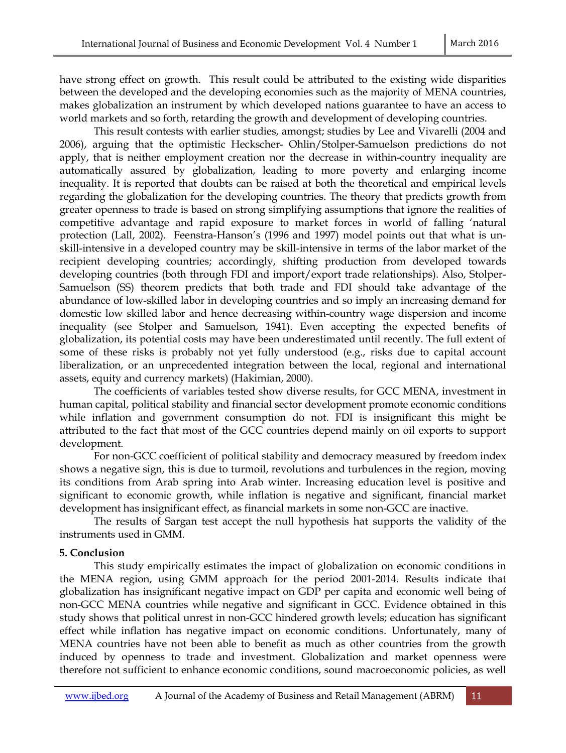have strong effect on growth. This result could be attributed to the existing wide disparities between the developed and the developing economies such as the majority of MENA countries, makes globalization an instrument by which developed nations guarantee to have an access to world markets and so forth, retarding the growth and development of developing countries.

This result contests with earlier studies, amongst; studies by Lee and Vivarelli (2004 and 2006), arguing that the optimistic Heckscher- Ohlin/Stolper-Samuelson predictions do not apply, that is neither employment creation nor the decrease in within-country inequality are automatically assured by globalization, leading to more poverty and enlarging income inequality. It is reported that doubts can be raised at both the theoretical and empirical levels regarding the globalization for the developing countries. The theory that predicts growth from greater openness to trade is based on strong simplifying assumptions that ignore the realities of competitive advantage and rapid exposure to market forces in world of falling 'natural protection (Lall, 2002). Feenstra-Hanson's (1996 and 1997) model points out that what is un-skill-intensive in a developed country may be skill-intensive in terms of the labor market of the recipient developing countries; accordingly, shifting production from developed towards developing countries (both through FDI and import/export trade relationships). Also, Stolper-Samuelson (SS) theorem predicts that both trade and FDI should take advantage of the abundance of low-skilled labor in developing countries and so imply an increasing demand for domestic low skilled labor and hence decreasing within-country wage dispersion and income inequality (see Stolper and Samuelson, 1941). Even accepting the expected benefits of globalization, its potential costs may have been underestimated until recently. The full extent of some of these risks is probably not yet fully understood (e.g., risks due to capital account liberalization, or an unprecedented integration between the local, regional and international assets, equity and currency markets) (Hakimian, 2000).

The coefficients of variables tested show diverse results, for GCC MENA, investment in human capital, political stability and financial sector development promote economic conditions while inflation and government consumption do not. FDI is insignificant this might be attributed to the fact that most of the GCC countries depend mainly on oil exports to support development.

For non-GCC coefficient of political stability and democracy measured by freedom index shows a negative sign, this is due to turmoil, revolutions and turbulences in the region, moving its conditions from Arab spring into Arab winter. Increasing education level is positive and significant to economic growth, while inflation is negative and significant, financial market development has insignificant effect, as financial markets in some non-GCC are inactive.

The results of Sargan test accept the null hypothesis hat supports the validity of the instruments used in GMM.

**5. Conclusion**

This study empirically estimates the impact of globalization on economic conditions in the MENA region, using GMM approach for the period 2001-2014. Results indicate that globalization has insignificant negative impact on GDP per capita and economic well being of non-GCC MENA countries while negative and significant in GCC. Evidence obtained in this study shows that political unrest in non-GCC hindered growth levels; education has significant effect while inflation has negative impact on economic conditions. Unfortunately, many of MENA countries have not been able to benefit as much as other countries from the growth induced by openness to trade and investment. Globalization and market openness were therefore not sufficient to enhance economic conditions, sound macroeconomic policies, as well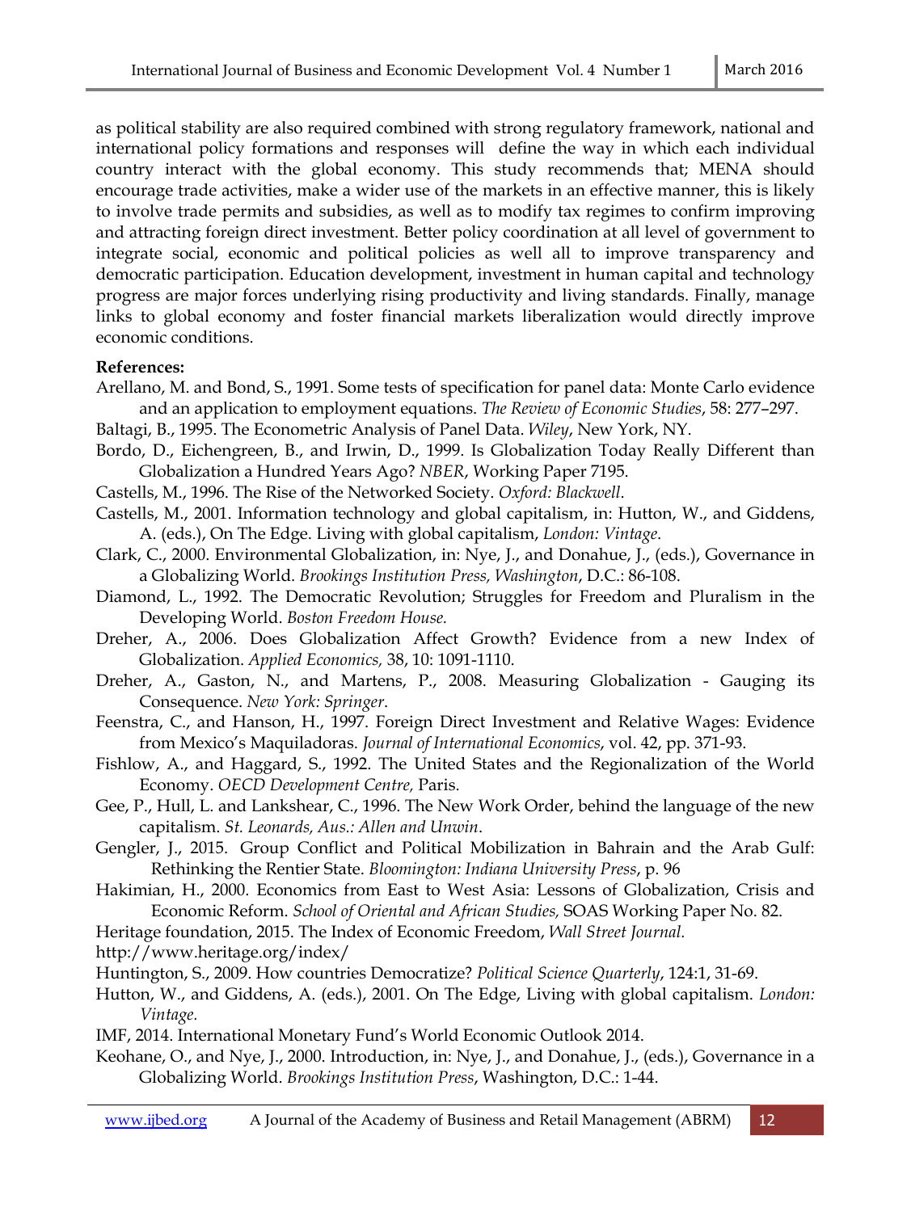as political stability are also required combined with strong regulatory framework, national and international policy formations and responses will define the way in which each individual country interact with the global economy. This study recommends that; MENA should encourage trade activities, make a wider use of the markets in an effective manner, this is likely to involve trade permits and subsidies, as well as to modify tax regimes to confirm improving and attracting foreign direct investment. Better policy coordination at all level of government to integrate social, economic and political policies as well all to improve transparency and democratic participation. Education development, investment in human capital and technology progress are major forces underlying rising productivity and living standards. Finally, manage links to global economy and foster financial markets liberalization would directly improve economic conditions.

**References:**

Arellano, M. and Bond, S., 1991. Some tests of specification for panel data: Monte Carlo evidence and an application to employment equations. *The Review of Economic Studies*, 58: 277–297.

Baltagi, B., 1995. The Econometric Analysis of Panel Data. *Wiley*, New York, NY.

Bordo, D., Eichengreen, B., and Irwin, D., 1999. Is Globalization Today Really Different than Globalization a Hundred Years Ago? *NBER*, Working Paper 7195.

Castells, M., 1996. The Rise of the Networked Society. *Oxford: Blackwell.*

Castells, M., 2001. Information technology and global capitalism, in: Hutton, W., and Giddens, A. (eds.), On The Edge. Living with global capitalism, *London: Vintage*.

Clark, C., 2000. Environmental Globalization, in: Nye, J., and Donahue, J., (eds.), Governance in a Globalizing World. *Brookings Institution Press, Washington*, D.C.: 86-108.

Diamond, L., 1992. The Democratic Revolution; Struggles for Freedom and Pluralism in the Developing World. *Boston Freedom House.*

Dreher, A., 2006. Does Globalization Affect Growth? Evidence from a new Index of Globalization. *Applied Economics,* 38, 10: 1091-1110.

Dreher, A., Gaston, N., and Martens, P., 2008. Measuring Globalization - Gauging its Consequence. *New York: Springer*.

Feenstra, C., and Hanson, H., 1997. Foreign Direct Investment and Relative Wages: Evidence from Mexico's Maquiladoras. *Journal of International Economics*, vol. 42, pp. 371-93.

Fishlow, A., and Haggard, S., 1992. The United States and the Regionalization of the World Economy. *OECD Development Centre,* Paris.

Gee, P., Hull, L. and Lankshear, C., 1996. The New Work Order, behind the language of the new capitalism. *St. Leonards, Aus.: Allen and Unwin*.

Gengler, J., 2015. Group Conflict and Political Mobilization in Bahrain and the Arab Gulf: Rethinking the Rentier State. *Bloomington: Indiana University Press*, p. 96

Hakimian, H., 2000. Economics from East to West Asia: Lessons of Globalization, Crisis and Economic Reform. *School of Oriental and African Studies,* SOAS Working Paper No. 82.

Heritage foundation, 2015. The Index of Economic Freedom, *Wall Street Journal.*
http://www.heritage.org/index/

Huntington, S., 2009. How countries Democratize? *Political Science Quarterly*, 124:1, 31-69.

Hutton, W., and Giddens, A. (eds.), 2001. On The Edge, Living with global capitalism. *London: Vintage.*

IMF, 2014. International Monetary Fund's World Economic Outlook 2014.

Keohane, O., and Nye, J., 2000. Introduction, in: Nye, J., and Donahue, J., (eds.), Governance in a Globalizing World. *Brookings Institution Press*, Washington, D.C.: 1-44.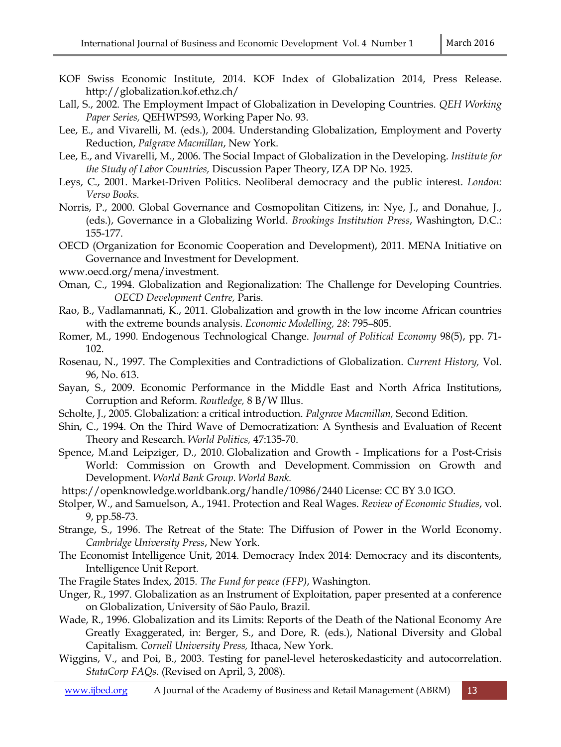KOF Swiss Economic Institute, 2014. KOF Index of Globalization 2014, Press Release. http://globalization.kof.ethz.ch/

Lall, S., 2002. The Employment Impact of Globalization in Developing Countries. *QEH Working Paper Series,* QEHWPS93, Working Paper No. 93.

Lee, E., and Vivarelli, M. (eds.), 2004. Understanding Globalization, Employment and Poverty Reduction, *Palgrave Macmillan*, New York.

Lee, E., and Vivarelli, M., 2006. The Social Impact of Globalization in the Developing. *Institute for the Study of Labor Countries,* Discussion Paper Theory, IZA DP No. 1925.

Leys, C., 2001. Market-Driven Politics. Neoliberal democracy and the public interest. *London: Verso Books.*

Norris, P., 2000. Global Governance and Cosmopolitan Citizens, in: Nye, J., and Donahue, J., (eds.), Governance in a Globalizing World. *Brookings Institution Press*, Washington, D.C.: 155-177.

OECD (Organization for Economic Cooperation and Development), 2011. MENA Initiative on Governance and Investment for Development.
www.oecd.org/mena/investment.

Oman, C., 1994. Globalization and Regionalization: The Challenge for Developing Countries. *OECD Development Centre,* Paris.

Rao, B., Vadlamannati, K., 2011. Globalization and growth in the low income African countries with the extreme bounds analysis. *Economic Modelling, 28*: 795–805.

Romer, M., 1990. Endogenous Technological Change. *Journal of Political Economy* 98(5), pp. 71-102.

Rosenau, N., 1997. The Complexities and Contradictions of Globalization. *Current History,* Vol. 96, No. 613.

Sayan, S., 2009. Economic Performance in the Middle East and North Africa Institutions, Corruption and Reform. *Routledge,* 8 B/W Illus.

Scholte, J., 2005. Globalization: a critical introduction. *Palgrave Macmillan,* Second Edition.

Shin, C., 1994. On the Third Wave of Democratization: A Synthesis and Evaluation of Recent Theory and Research. *World Politics,* 47:135-70.

Spence, M.and Leipziger, D., 2010. Globalization and Growth - Implications for a Post-Crisis World: Commission on Growth and Development. Commission on Growth and Development. *World Bank Group. World Bank.*
https://openknowledge.worldbank.org/handle/10986/2440 License: CC BY 3.0 IGO.

Stolper, W., and Samuelson, A., 1941. Protection and Real Wages. *Review of Economic Studies*, vol. 9, pp.58-73.

Strange, S., 1996. The Retreat of the State: The Diffusion of Power in the World Economy. *Cambridge University Press*, New York.

The Economist Intelligence Unit, 2014. Democracy Index 2014: Democracy and its discontents, Intelligence Unit Report.

The Fragile States Index, 2015. *The Fund for peace (FFP)*, Washington.

Unger, R., 1997. Globalization as an Instrument of Exploitation, paper presented at a conference on Globalization, University of São Paulo, Brazil.

Wade, R., 1996. Globalization and its Limits: Reports of the Death of the National Economy Are Greatly Exaggerated, in: Berger, S., and Dore, R. (eds.), National Diversity and Global Capitalism. *Cornell University Press,* Ithaca, New York.

Wiggins, V., and Poi, B., 2003. Testing for panel-level heteroskedasticity and autocorrelation. *StataCorp FAQs.* (Revised on April, 3, 2008).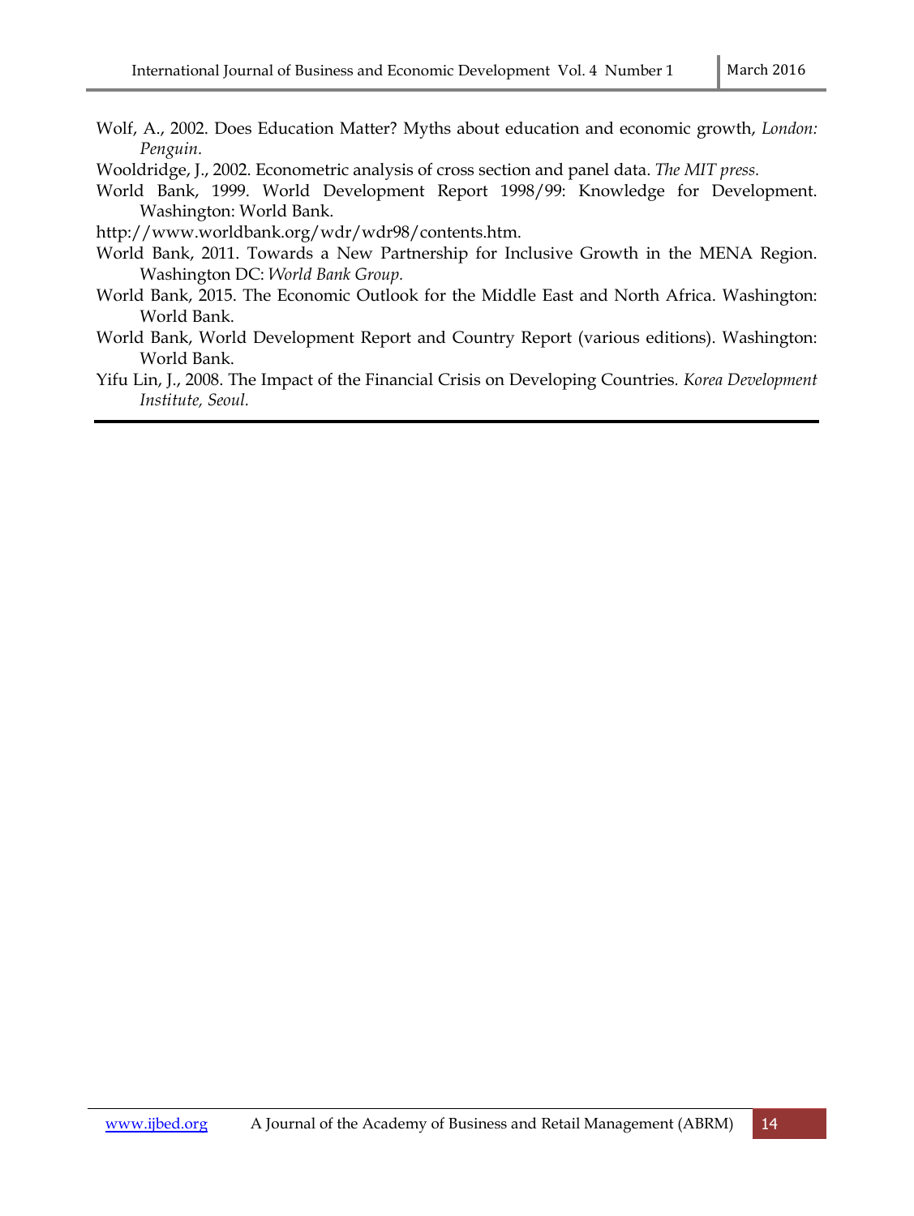Wolf, A., 2002. Does Education Matter? Myths about education and economic growth, *London: Penguin.*

Wooldridge, J., 2002. Econometric analysis of cross section and panel data. *The MIT press.*

World Bank, 1999. World Development Report 1998/99: Knowledge for Development. Washington: World Bank.

http://www.worldbank.org/wdr/wdr98/contents.htm.

World Bank, 2011. Towards a New Partnership for Inclusive Growth in the MENA Region. Washington DC: *World Bank Group.*

World Bank, 2015. The Economic Outlook for the Middle East and North Africa. Washington: World Bank.

World Bank, World Development Report and Country Report (various editions). Washington: World Bank.

Yifu Lin, J., 2008. The Impact of the Financial Crisis on Developing Countries. *Korea Development Institute, Seoul.*